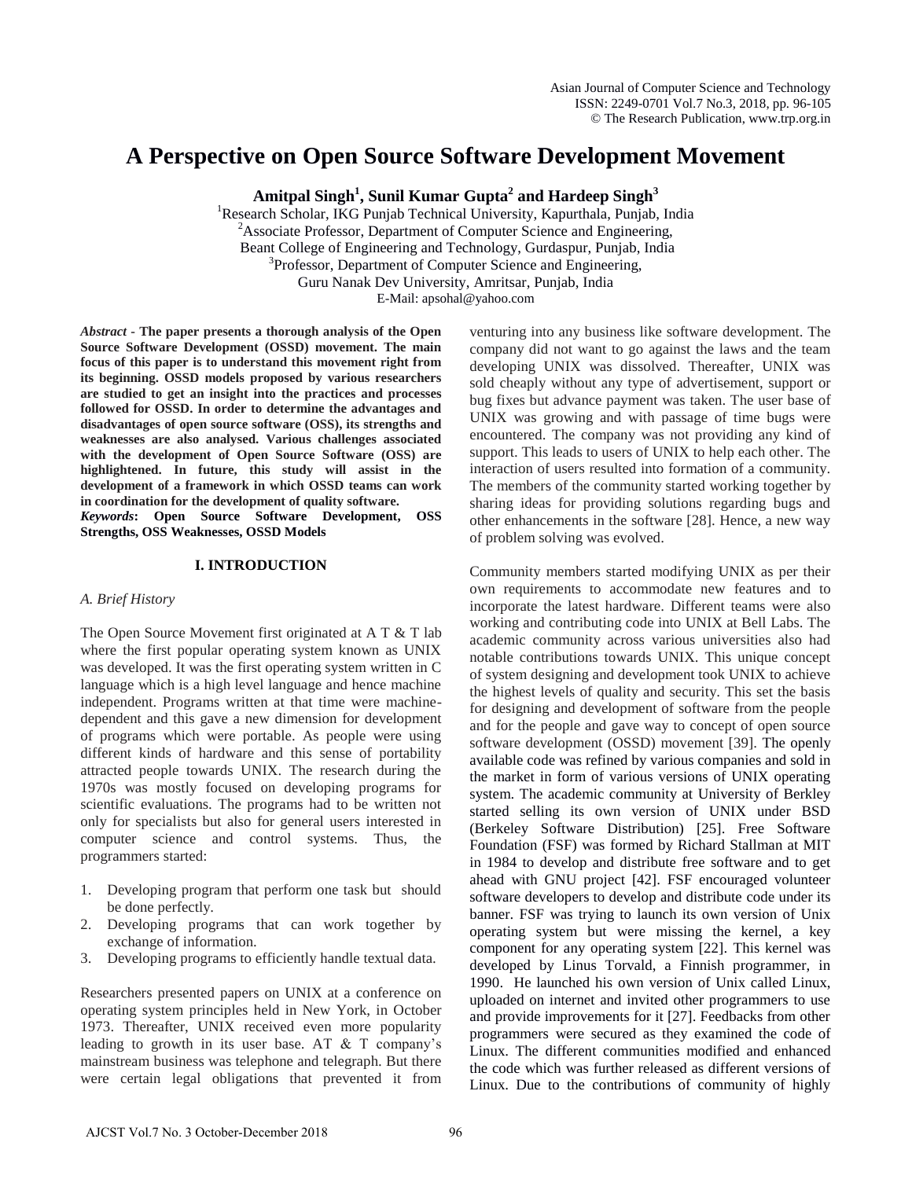# A Perspective on Open Source Software Development Movement

**Amitpal Singh[1], Sunil Kumar Gupta[2] and Hardeep Singh[3]**

[1]Research Scholar, IKG Punjab Technical University, Kapurthala, Punjab, India
[2]Associate Professor, Department of Computer Science and Engineering, Beant College of Engineering and Technology, Gurdaspur, Punjab, India
[3]Professor, Department of Computer Science and Engineering, Guru Nanak Dev University, Amritsar, Punjab, India
E-Mail: apsohal@yahoo.com

***Abstract*** **- The paper presents a thorough analysis of the Open Source Software Development (OSSD) movement. The main focus of this paper is to understand this movement right from its beginning. OSSD models proposed by various researchers are studied to get an insight into the practices and processes followed for OSSD. In order to determine the advantages and disadvantages of open source software (OSS), its strengths and weaknesses are also analysed. Various challenges associated with the development of Open Source Software (OSS) are highlightened. In future, this study will assist in the development of a framework in which OSSD teams can work in coordination for the development of quality software.**

***Keywords*****: Open Source Software Development, OSS Strengths, OSS Weaknesses, OSSD Models**

## I. INTRODUCTION

### *A. Brief History*

The Open Source Movement first originated at A T & T lab where the first popular operating system known as UNIX was developed. It was the first operating system written in C language which is a high level language and hence machine independent. Programs written at that time were machine-dependent and this gave a new dimension for development of programs which were portable. As people were using different kinds of hardware and this sense of portability attracted people towards UNIX. The research during the 1970s was mostly focused on developing programs for scientific evaluations. The programs had to be written not only for specialists but also for general users interested in computer science and control systems. Thus, the programmers started:

1. Developing program that perform one task but should be done perfectly.
2. Developing programs that can work together by exchange of information.
3. Developing programs to efficiently handle textual data.

Researchers presented papers on UNIX at a conference on operating system principles held in New York, in October 1973. Thereafter, UNIX received even more popularity leading to growth in its user base. AT & T company's mainstream business was telephone and telegraph. But there were certain legal obligations that prevented it from venturing into any business like software development. The company did not want to go against the laws and the team developing UNIX was dissolved. Thereafter, UNIX was sold cheaply without any type of advertisement, support or bug fixes but advance payment was taken. The user base of UNIX was growing and with passage of time bugs were encountered. The company was not providing any kind of support. This leads to users of UNIX to help each other. The interaction of users resulted into formation of a community. The members of the community started working together by sharing ideas for providing solutions regarding bugs and other enhancements in the software [28]. Hence, a new way of problem solving was evolved.

Community members started modifying UNIX as per their own requirements to accommodate new features and to incorporate the latest hardware. Different teams were also working and contributing code into UNIX at Bell Labs. The academic community across various universities also had notable contributions towards UNIX. This unique concept of system designing and development took UNIX to achieve the highest levels of quality and security. This set the basis for designing and development of software from the people and for the people and gave way to concept of open source software development (OSSD) movement [39]. The openly available code was refined by various companies and sold in the market in form of various versions of UNIX operating system. The academic community at University of Berkley started selling its own version of UNIX under BSD (Berkeley Software Distribution) [25]. Free Software Foundation (FSF) was formed by Richard Stallman at MIT in 1984 to develop and distribute free software and to get ahead with GNU project [42]. FSF encouraged volunteer software developers to develop and distribute code under its banner. FSF was trying to launch its own version of Unix operating system but were missing the kernel, a key component for any operating system [22]. This kernel was developed by Linus Torvald, a Finnish programmer, in 1990. He launched his own version of Unix called Linux, uploaded on internet and invited other programmers to use and provide improvements for it [27]. Feedbacks from other programmers were secured as they examined the code of Linux. The different communities modified and enhanced the code which was further released as different versions of Linux. Due to the contributions of community of highly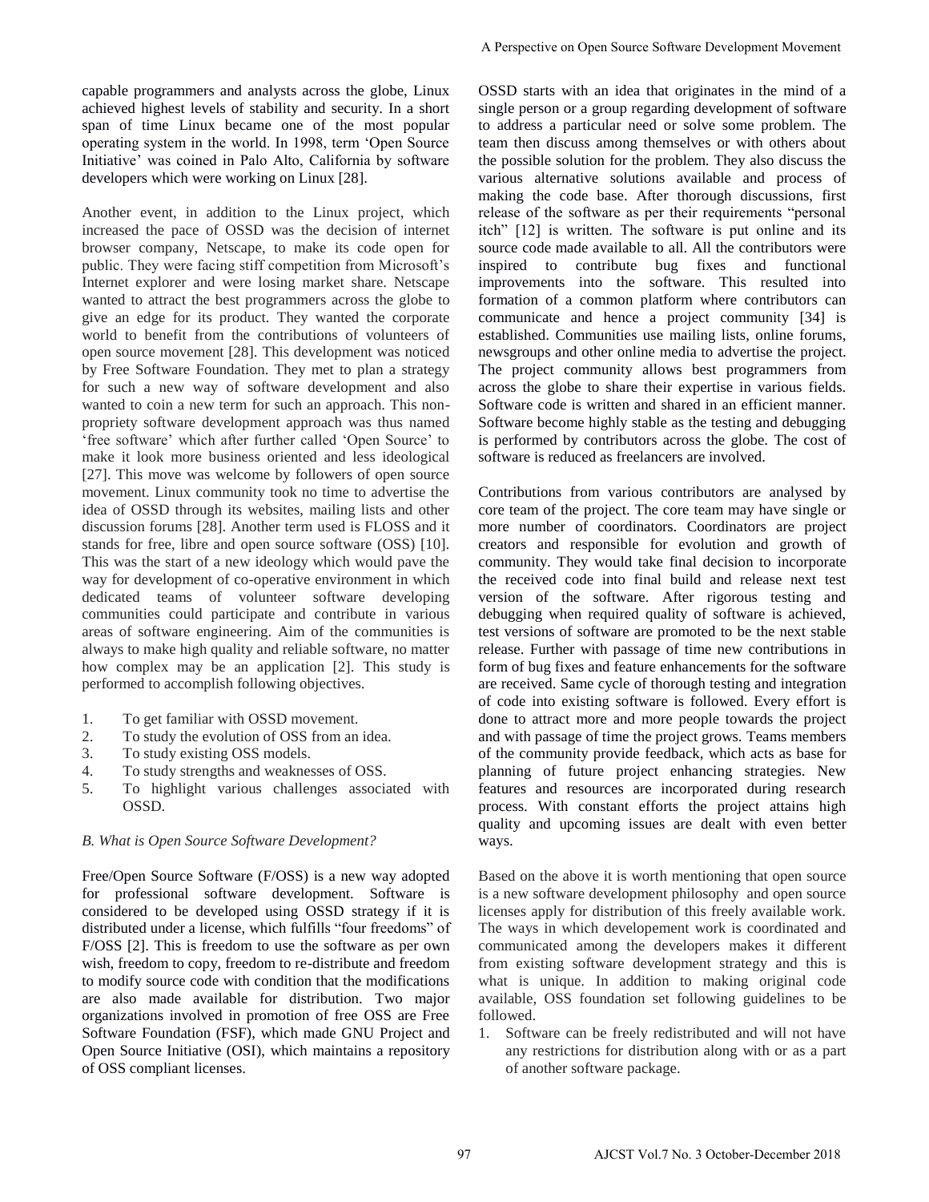capable programmers and analysts across the globe, Linux achieved highest levels of stability and security. In a short span of time Linux became one of the most popular operating system in the world. In 1998, term 'Open Source Initiative' was coined in Palo Alto, California by software developers which were working on Linux [28].

Another event, in addition to the Linux project, which increased the pace of OSSD was the decision of internet browser company, Netscape, to make its code open for public. They were facing stiff competition from Microsoft's Internet explorer and were losing market share. Netscape wanted to attract the best programmers across the globe to give an edge for its product. They wanted the corporate world to benefit from the contributions of volunteers of open source movement [28]. This development was noticed by Free Software Foundation. They met to plan a strategy for such a new way of software development and also wanted to coin a new term for such an approach. This non-propriety software development approach was thus named 'free software' which after further called 'Open Source' to make it look more business oriented and less ideological [27]. This move was welcome by followers of open source movement. Linux community took no time to advertise the idea of OSSD through its websites, mailing lists and other discussion forums [28]. Another term used is FLOSS and it stands for free, libre and open source software (OSS) [10]. This was the start of a new ideology which would pave the way for development of co-operative environment in which dedicated teams of volunteer software developing communities could participate and contribute in various areas of software engineering. Aim of the communities is always to make high quality and reliable software, no matter how complex may be an application [2]. This study is performed to accomplish following objectives.

1. To get familiar with OSSD movement.
2. To study the evolution of OSS from an idea.
3. To study existing OSS models.
4. To study strengths and weaknesses of OSS.
5. To highlight various challenges associated with OSSD.

### *B. What is Open Source Software Development?*

Free/Open Source Software (F/OSS) is a new way adopted for professional software development. Software is considered to be developed using OSSD strategy if it is distributed under a license, which fulfills "four freedoms" of F/OSS [2]. This is freedom to use the software as per own wish, freedom to copy, freedom to re-distribute and freedom to modify source code with condition that the modifications are also made available for distribution. Two major organizations involved in promotion of free OSS are Free Software Foundation (FSF), which made GNU Project and Open Source Initiative (OSI), which maintains a repository of OSS compliant licenses.

OSSD starts with an idea that originates in the mind of a single person or a group regarding development of software to address a particular need or solve some problem. The team then discuss among themselves or with others about the possible solution for the problem. They also discuss the various alternative solutions available and process of making the code base. After thorough discussions, first release of the software as per their requirements "personal itch" [12] is written. The software is put online and its source code made available to all. All the contributors were inspired to contribute bug fixes and functional improvements into the software. This resulted into formation of a common platform where contributors can communicate and hence a project community [34] is established. Communities use mailing lists, online forums, newsgroups and other online media to advertise the project. The project community allows best programmers from across the globe to share their expertise in various fields. Software code is written and shared in an efficient manner. Software become highly stable as the testing and debugging is performed by contributors across the globe. The cost of software is reduced as freelancers are involved.

Contributions from various contributors are analysed by core team of the project. The core team may have single or more number of coordinators. Coordinators are project creators and responsible for evolution and growth of community. They would take final decision to incorporate the received code into final build and release next test version of the software. After rigorous testing and debugging when required quality of software is achieved, test versions of software are promoted to be the next stable release. Further with passage of time new contributions in form of bug fixes and feature enhancements for the software are received. Same cycle of thorough testing and integration of code into existing software is followed. Every effort is done to attract more and more people towards the project and with passage of time the project grows. Teams members of the community provide feedback, which acts as base for planning of future project enhancing strategies. New features and resources are incorporated during research process. With constant efforts the project attains high quality and upcoming issues are dealt with even better ways.

Based on the above it is worth mentioning that open source is a new software development philosophy and open source licenses apply for distribution of this freely available work. The ways in which developement work is coordinated and communicated among the developers makes it different from existing software development strategy and this is what is unique. In addition to making original code available, OSS foundation set following guidelines to be followed.

1. Software can be freely redistributed and will not have any restrictions for distribution along with or as a part of another software package.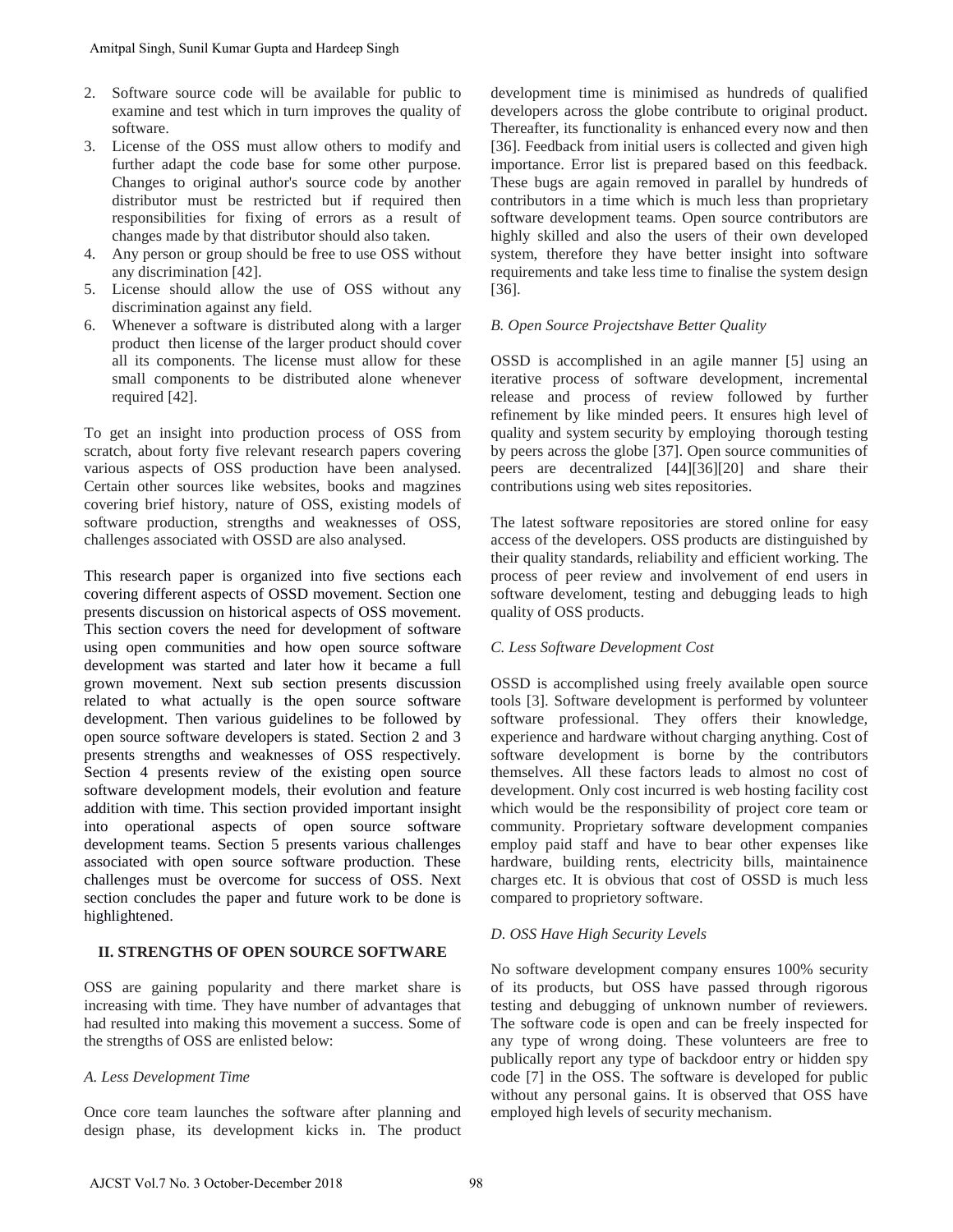2. Software source code will be available for public to examine and test which in turn improves the quality of software.
3. License of the OSS must allow others to modify and further adapt the code base for some other purpose. Changes to original author's source code by another distributor must be restricted but if required then responsibilities for fixing of errors as a result of changes made by that distributor should also taken.
4. Any person or group should be free to use OSS without any discrimination [42].
5. License should allow the use of OSS without any discrimination against any field.
6. Whenever a software is distributed along with a larger product then license of the larger product should cover all its components. The license must allow for these small components to be distributed alone whenever required [42].

To get an insight into production process of OSS from scratch, about forty five relevant research papers covering various aspects of OSS production have been analysed. Certain other sources like websites, books and magzines covering brief history, nature of OSS, existing models of software production, strengths and weaknesses of OSS, challenges associated with OSSD are also analysed.

This research paper is organized into five sections each covering different aspects of OSSD movement. Section one presents discussion on historical aspects of OSS movement. This section covers the need for development of software using open communities and how open source software development was started and later how it became a full grown movement. Next sub section presents discussion related to what actually is the open source software development. Then various guidelines to be followed by open source software developers is stated. Section 2 and 3 presents strengths and weaknesses of OSS respectively. Section 4 presents review of the existing open source software development models, their evolution and feature addition with time. This section provided important insight into operational aspects of open source software development teams. Section 5 presents various challenges associated with open source software production. These challenges must be overcome for success of OSS. Next section concludes the paper and future work to be done is highlightened.

## II. STRENGTHS OF OPEN SOURCE SOFTWARE

OSS are gaining popularity and there market share is increasing with time. They have number of advantages that had resulted into making this movement a success. Some of the strengths of OSS are enlisted below:

### *A. Less Development Time*

Once core team launches the software after planning and design phase, its development kicks in. The product development time is minimised as hundreds of qualified developers across the globe contribute to original product. Thereafter, its functionality is enhanced every now and then [36]. Feedback from initial users is collected and given high importance. Error list is prepared based on this feedback. These bugs are again removed in parallel by hundreds of contributors in a time which is much less than proprietary software development teams. Open source contributors are highly skilled and also the users of their own developed system, therefore they have better insight into software requirements and take less time to finalise the system design [36].

### *B. Open Source Projectshave Better Quality*

OSSD is accomplished in an agile manner [5] using an iterative process of software development, incremental release and process of review followed by further refinement by like minded peers. It ensures high level of quality and system security by employing thorough testing by peers across the globe [37]. Open source communities of peers are decentralized [44][36][20] and share their contributions using web sites repositories.

The latest software repositories are stored online for easy access of the developers. OSS products are distinguished by their quality standards, reliability and efficient working. The process of peer review and involvement of end users in software develoment, testing and debugging leads to high quality of OSS products.

### *C. Less Software Development Cost*

OSSD is accomplished using freely available open source tools [3]. Software development is performed by volunteer software professional. They offers their knowledge, experience and hardware without charging anything. Cost of software development is borne by the contributors themselves. All these factors leads to almost no cost of development. Only cost incurred is web hosting facility cost which would be the responsibility of project core team or community. Proprietary software development companies employ paid staff and have to bear other expenses like hardware, building rents, electricity bills, maintainence charges etc. It is obvious that cost of OSSD is much less compared to proprietory software.

### *D. OSS Have High Security Levels*

No software development company ensures 100% security of its products, but OSS have passed through rigorous testing and debugging of unknown number of reviewers. The software code is open and can be freely inspected for any type of wrong doing. These volunteers are free to publically report any type of backdoor entry or hidden spy code [7] in the OSS. The software is developed for public without any personal gains. It is observed that OSS have employed high levels of security mechanism.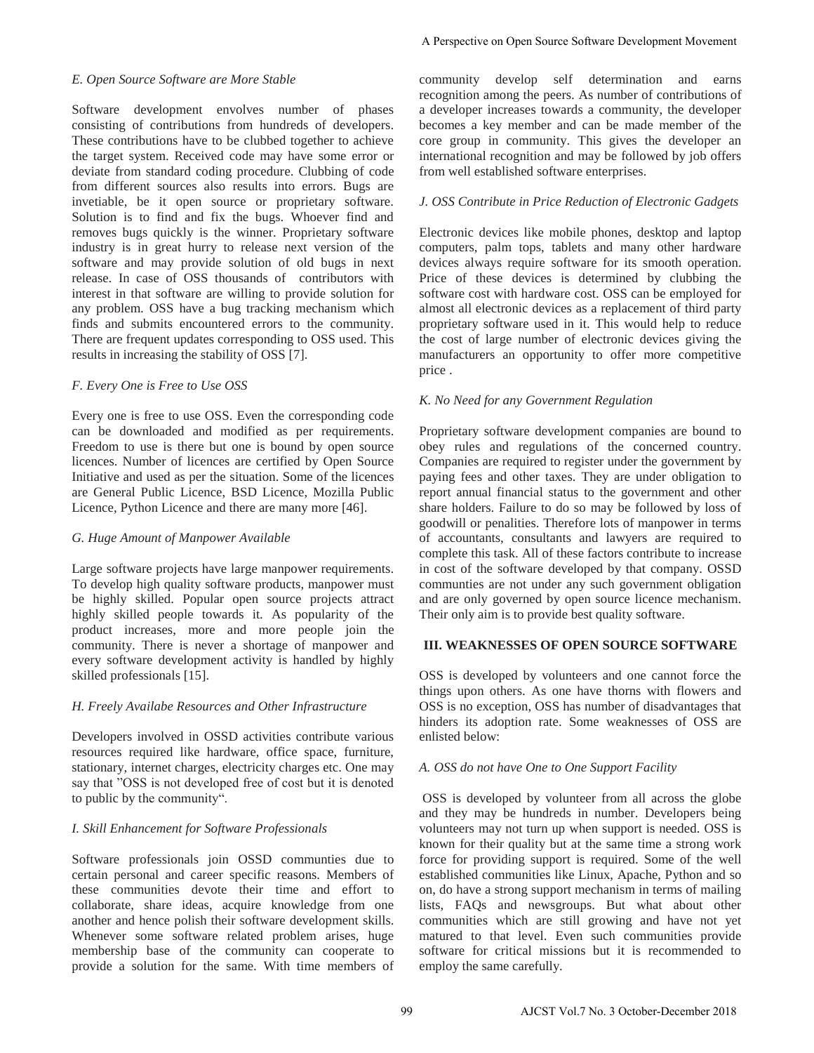### E. Open Source Software are More Stable

Software development envolves number of phases consisting of contributions from hundreds of developers. These contributions have to be clubbed together to achieve the target system. Received code may have some error or deviate from standard coding procedure. Clubbing of code from different sources also results into errors. Bugs are invetiable, be it open source or proprietary software. Solution is to find and fix the bugs. Whoever find and removes bugs quickly is the winner. Proprietary software industry is in great hurry to release next version of the software and may provide solution of old bugs in next release. In case of OSS thousands of contributors with interest in that software are willing to provide solution for any problem. OSS have a bug tracking mechanism which finds and submits encountered errors to the community. There are frequent updates corresponding to OSS used. This results in increasing the stability of OSS [7].

### F. Every One is Free to Use OSS

Every one is free to use OSS. Even the corresponding code can be downloaded and modified as per requirements. Freedom to use is there but one is bound by open source licences. Number of licences are certified by Open Source Initiative and used as per the situation. Some of the licences are General Public Licence, BSD Licence, Mozilla Public Licence, Python Licence and there are many more [46].

### G. Huge Amount of Manpower Available

Large software projects have large manpower requirements. To develop high quality software products, manpower must be highly skilled. Popular open source projects attract highly skilled people towards it. As popularity of the product increases, more and more people join the community. There is never a shortage of manpower and every software development activity is handled by highly skilled professionals [15].

### H. Freely Availabe Resources and Other Infrastructure

Developers involved in OSSD activities contribute various resources required like hardware, office space, furniture, stationary, internet charges, electricity charges etc. One may say that "OSS is not developed free of cost but it is denoted to public by the community".

### I. Skill Enhancement for Software Professionals

Software professionals join OSSD communties due to certain personal and career specific reasons. Members of these communities devote their time and effort to collaborate, share ideas, acquire knowledge from one another and hence polish their software development skills. Whenever some software related problem arises, huge membership base of the community can cooperate to provide a solution for the same. With time members of community develop self determination and earns recognition among the peers. As number of contributions of a developer increases towards a community, the developer becomes a key member and can be made member of the core group in community. This gives the developer an international recognition and may be followed by job offers from well established software enterprises.

### J. OSS Contribute in Price Reduction of Electronic Gadgets

Electronic devices like mobile phones, desktop and laptop computers, palm tops, tablets and many other hardware devices always require software for its smooth operation. Price of these devices is determined by clubbing the software cost with hardware cost. OSS can be employed for almost all electronic devices as a replacement of third party proprietary software used in it. This would help to reduce the cost of large number of electronic devices giving the manufacturers an opportunity to offer more competitive price .

### K. No Need for any Government Regulation

Proprietary software development companies are bound to obey rules and regulations of the concerned country. Companies are required to register under the government by paying fees and other taxes. They are under obligation to report annual financial status to the government and other share holders. Failure to do so may be followed by loss of goodwill or penalities. Therefore lots of manpower in terms of accountants, consultants and lawyers are required to complete this task. All of these factors contribute to increase in cost of the software developed by that company. OSSD communties are not under any such government obligation and are only governed by open source licence mechanism. Their only aim is to provide best quality software.

## III. WEAKNESSES OF OPEN SOURCE SOFTWARE

OSS is developed by volunteers and one cannot force the things upon others. As one have thorns with flowers and OSS is no exception, OSS has number of disadvantages that hinders its adoption rate. Some weaknesses of OSS are enlisted below:

### A. OSS do not have One to One Support Facility

OSS is developed by volunteer from all across the globe and they may be hundreds in number. Developers being volunteers may not turn up when support is needed. OSS is known for their quality but at the same time a strong work force for providing support is required. Some of the well established communities like Linux, Apache, Python and so on, do have a strong support mechanism in terms of mailing lists, FAQs and newsgroups. But what about other communities which are still growing and have not yet matured to that level. Even such communities provide software for critical missions but it is recommended to employ the same carefully.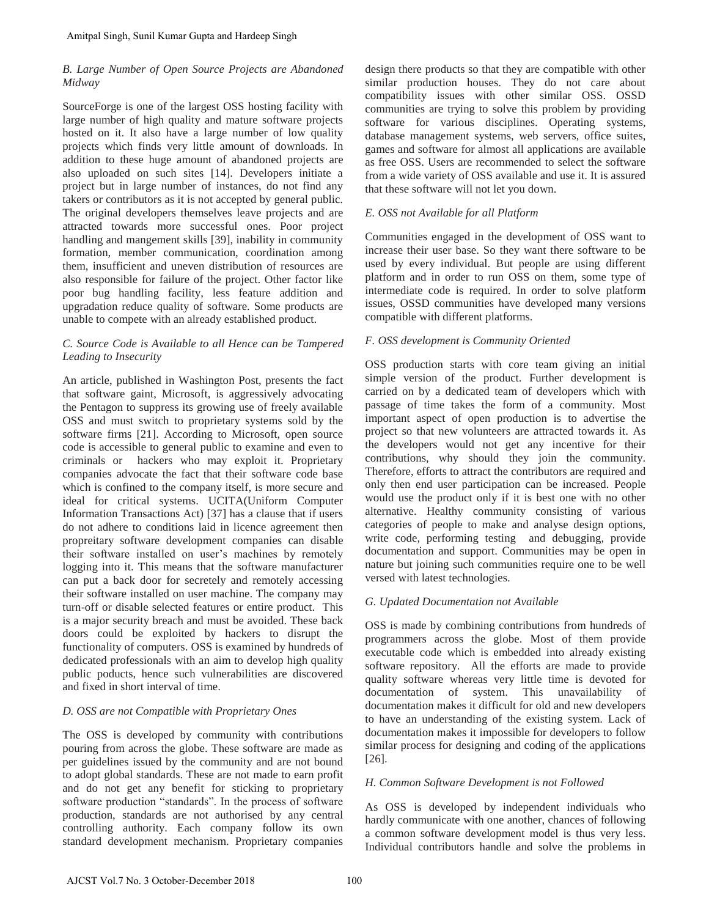### *B. Large Number of Open Source Projects are Abandoned Midway*

SourceForge is one of the largest OSS hosting facility with large number of high quality and mature software projects hosted on it. It also have a large number of low quality projects which finds very little amount of downloads. In addition to these huge amount of abandoned projects are also uploaded on such sites [14]. Developers initiate a project but in large number of instances, do not find any takers or contributors as it is not accepted by general public. The original developers themselves leave projects and are attracted towards more successful ones. Poor project handling and mangement skills [39], inability in community formation, member communication, coordination among them, insufficient and uneven distribution of resources are also responsible for failure of the project. Other factor like poor bug handling facility, less feature addition and upgradation reduce quality of software. Some products are unable to compete with an already established product.

### *C. Source Code is Available to all Hence can be Tampered Leading to Insecurity*

An article, published in Washington Post, presents the fact that software gaint, Microsoft, is aggressively advocating the Pentagon to suppress its growing use of freely available OSS and must switch to proprietary systems sold by the software firms [21]. According to Microsoft, open source code is accessible to general public to examine and even to criminals or hackers who may exploit it. Proprietary companies advocate the fact that their software code base which is confined to the company itself, is more secure and ideal for critical systems. UCITA(Uniform Computer Information Transactions Act) [37] has a clause that if users do not adhere to conditions laid in licence agreement then propreitary software development companies can disable their software installed on user's machines by remotely logging into it. This means that the software manufacturer can put a back door for secretely and remotely accessing their software installed on user machine. The company may turn-off or disable selected features or entire product. This is a major security breach and must be avoided. These back doors could be exploited by hackers to disrupt the functionality of computers. OSS is examined by hundreds of dedicated professionals with an aim to develop high quality public poducts, hence such vulnerabilities are discovered and fixed in short interval of time.

### *D. OSS are not Compatible with Proprietary Ones*

The OSS is developed by community with contributions pouring from across the globe. These software are made as per guidelines issued by the community and are not bound to adopt global standards. These are not made to earn profit and do not get any benefit for sticking to proprietary software production "standards". In the process of software production, standards are not authorised by any central controlling authority. Each company follow its own standard development mechanism. Proprietary companies design there products so that they are compatible with other similar production houses. They do not care about compatibility issues with other similar OSS. OSSD communities are trying to solve this problem by providing software for various disciplines. Operating systems, database management systems, web servers, office suites, games and software for almost all applications are available as free OSS. Users are recommended to select the software from a wide variety of OSS available and use it. It is assured that these software will not let you down.

### *E. OSS not Available for all Platform*

Communities engaged in the development of OSS want to increase their user base. So they want there software to be used by every individual. But people are using different platform and in order to run OSS on them, some type of intermediate code is required. In order to solve platform issues, OSSD communities have developed many versions compatible with different platforms.

### *F. OSS development is Community Oriented*

OSS production starts with core team giving an initial simple version of the product. Further development is carried on by a dedicated team of developers which with passage of time takes the form of a community. Most important aspect of open production is to advertise the project so that new volunteers are attracted towards it. As the developers would not get any incentive for their contributions, why should they join the community. Therefore, efforts to attract the contributors are required and only then end user participation can be increased. People would use the product only if it is best one with no other alternative. Healthy community consisting of various categories of people to make and analyse design options, write code, performing testing and debugging, provide documentation and support. Communities may be open in nature but joining such communities require one to be well versed with latest technologies.

### *G. Updated Documentation not Available*

OSS is made by combining contributions from hundreds of programmers across the globe. Most of them provide executable code which is embedded into already existing software repository. All the efforts are made to provide quality software whereas very little time is devoted for documentation of system. This unavailability of documentation makes it difficult for old and new developers to have an understanding of the existing system. Lack of documentation makes it impossible for developers to follow similar process for designing and coding of the applications [26].

### *H. Common Software Development is not Followed*

As OSS is developed by independent individuals who hardly communicate with one another, chances of following a common software development model is thus very less. Individual contributors handle and solve the problems in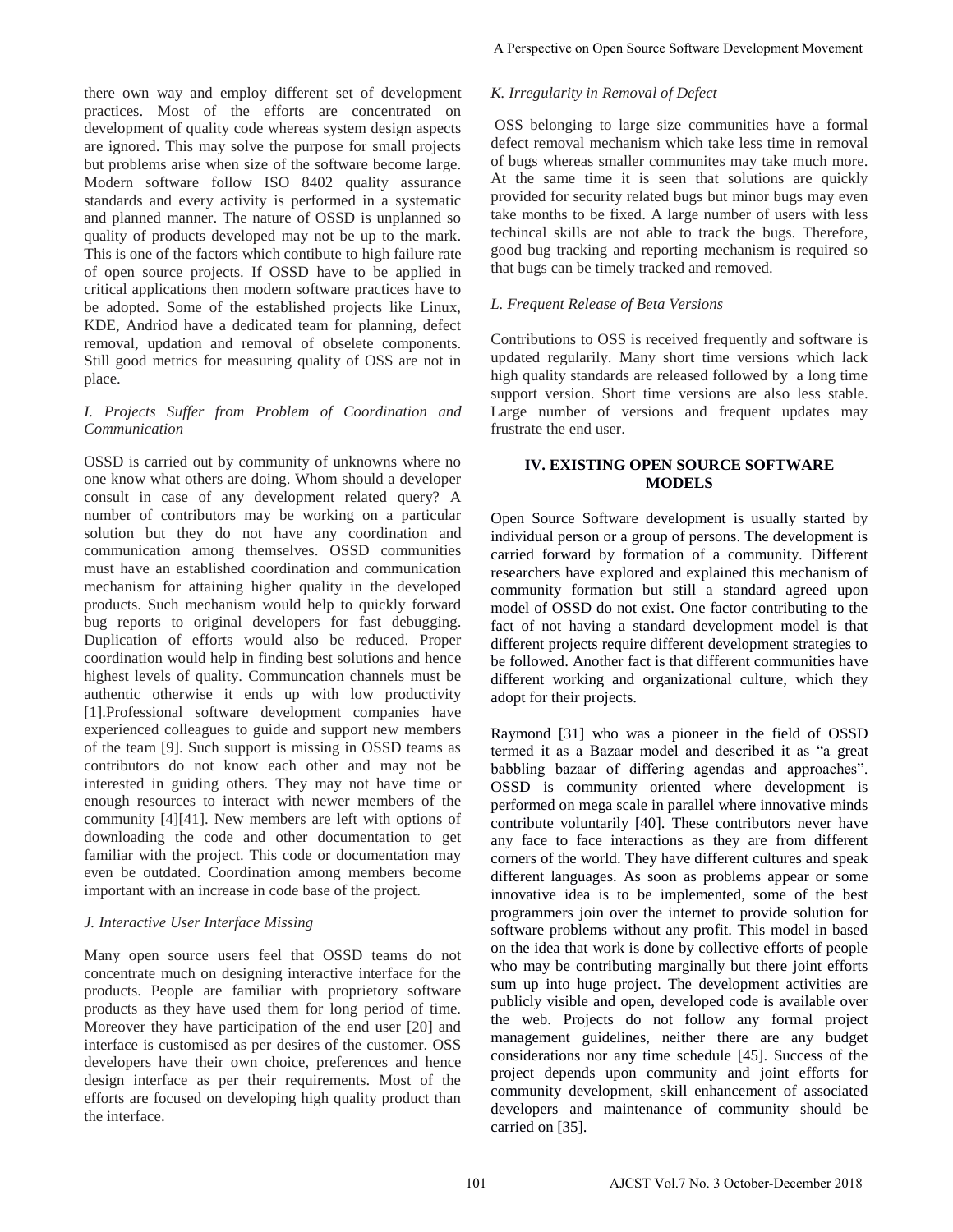there own way and employ different set of development practices. Most of the efforts are concentrated on development of quality code whereas system design aspects are ignored. This may solve the purpose for small projects but problems arise when size of the software become large. Modern software follow ISO 8402 quality assurance standards and every activity is performed in a systematic and planned manner. The nature of OSSD is unplanned so quality of products developed may not be up to the mark. This is one of the factors which contibute to high failure rate of open source projects. If OSSD have to be applied in critical applications then modern software practices have to be adopted. Some of the established projects like Linux, KDE, Andriod have a dedicated team for planning, defect removal, updation and removal of obselete components. Still good metrics for measuring quality of OSS are not in place.

### *I. Projects Suffer from Problem of Coordination and Communication*

OSSD is carried out by community of unknowns where no one know what others are doing. Whom should a developer consult in case of any development related query? A number of contributors may be working on a particular solution but they do not have any coordination and communication among themselves. OSSD communities must have an established coordination and communication mechanism for attaining higher quality in the developed products. Such mechanism would help to quickly forward bug reports to original developers for fast debugging. Duplication of efforts would also be reduced. Proper coordination would help in finding best solutions and hence highest levels of quality. Communcation channels must be authentic otherwise it ends up with low productivity [1].Professional software development companies have experienced colleagues to guide and support new members of the team [9]. Such support is missing in OSSD teams as contributors do not know each other and may not be interested in guiding others. They may not have time or enough resources to interact with newer members of the community [4][41]. New members are left with options of downloading the code and other documentation to get familiar with the project. This code or documentation may even be outdated. Coordination among members become important with an increase in code base of the project.

### *J. Interactive User Interface Missing*

Many open source users feel that OSSD teams do not concentrate much on designing interactive interface for the products. People are familiar with proprietory software products as they have used them for long period of time. Moreover they have participation of the end user [20] and interface is customised as per desires of the customer. OSS developers have their own choice, preferences and hence design interface as per their requirements. Most of the efforts are focused on developing high quality product than the interface.

### *K. Irregularity in Removal of Defect*

OSS belonging to large size communities have a formal defect removal mechanism which take less time in removal of bugs whereas smaller communites may take much more. At the same time it is seen that solutions are quickly provided for security related bugs but minor bugs may even take months to be fixed. A large number of users with less techincal skills are not able to track the bugs. Therefore, good bug tracking and reporting mechanism is required so that bugs can be timely tracked and removed.

### *L. Frequent Release of Beta Versions*

Contributions to OSS is received frequently and software is updated regularily. Many short time versions which lack high quality standards are released followed by a long time support version. Short time versions are also less stable. Large number of versions and frequent updates may frustrate the end user.

## IV. EXISTING OPEN SOURCE SOFTWARE MODELS

Open Source Software development is usually started by individual person or a group of persons. The development is carried forward by formation of a community. Different researchers have explored and explained this mechanism of community formation but still a standard agreed upon model of OSSD do not exist. One factor contributing to the fact of not having a standard development model is that different projects require different development strategies to be followed. Another fact is that different communities have different working and organizational culture, which they adopt for their projects.

Raymond [31] who was a pioneer in the field of OSSD termed it as a Bazaar model and described it as "a great babbling bazaar of differing agendas and approaches". OSSD is community oriented where development is performed on mega scale in parallel where innovative minds contribute voluntarily [40]. These contributors never have any face to face interactions as they are from different corners of the world. They have different cultures and speak different languages. As soon as problems appear or some innovative idea is to be implemented, some of the best programmers join over the internet to provide solution for software problems without any profit. This model in based on the idea that work is done by collective efforts of people who may be contributing marginally but there joint efforts sum up into huge project. The development activities are publicly visible and open, developed code is available over the web. Projects do not follow any formal project management guidelines, neither there are any budget considerations nor any time schedule [45]. Success of the project depends upon community and joint efforts for community development, skill enhancement of associated developers and maintenance of community should be carried on [35].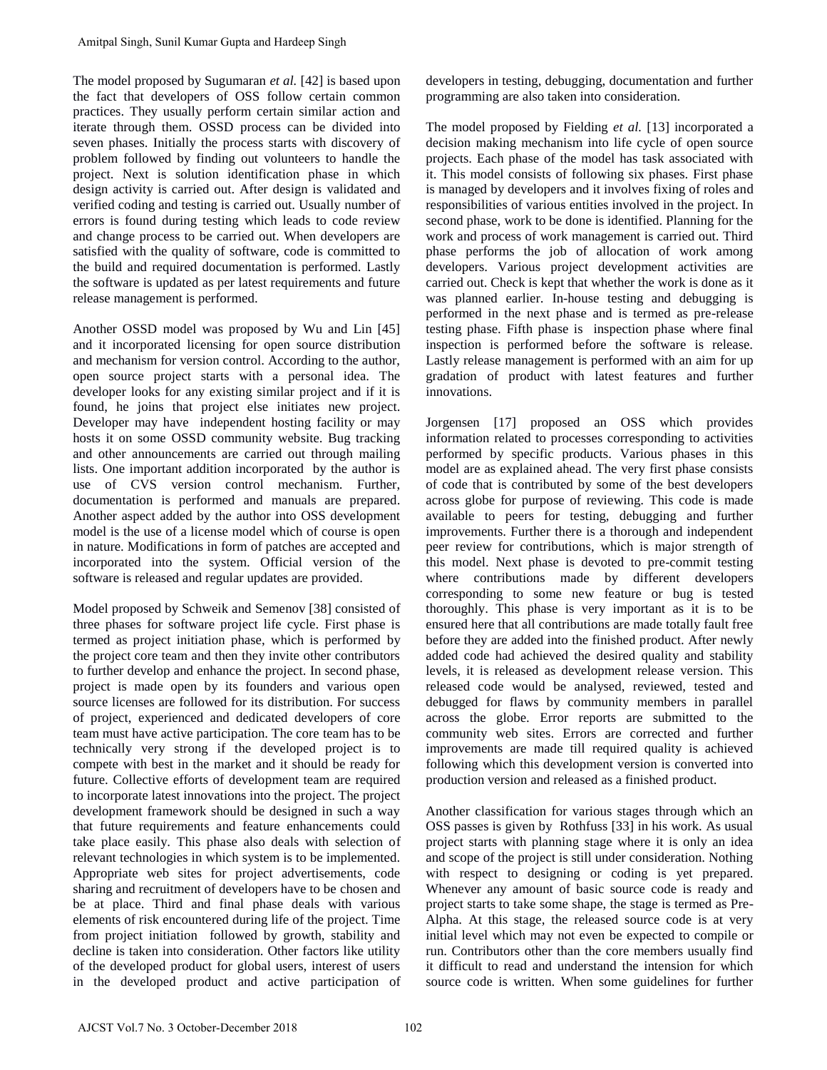The model proposed by Sugumaran *et al.* [42] is based upon the fact that developers of OSS follow certain common practices. They usually perform certain similar action and iterate through them. OSSD process can be divided into seven phases. Initially the process starts with discovery of problem followed by finding out volunteers to handle the project. Next is solution identification phase in which design activity is carried out. After design is validated and verified coding and testing is carried out. Usually number of errors is found during testing which leads to code review and change process to be carried out. When developers are satisfied with the quality of software, code is committed to the build and required documentation is performed. Lastly the software is updated as per latest requirements and future release management is performed.

Another OSSD model was proposed by Wu and Lin [45] and it incorporated licensing for open source distribution and mechanism for version control. According to the author, open source project starts with a personal idea. The developer looks for any existing similar project and if it is found, he joins that project else initiates new project. Developer may have independent hosting facility or may hosts it on some OSSD community website. Bug tracking and other announcements are carried out through mailing lists. One important addition incorporated by the author is use of CVS version control mechanism. Further, documentation is performed and manuals are prepared. Another aspect added by the author into OSS development model is the use of a license model which of course is open in nature. Modifications in form of patches are accepted and incorporated into the system. Official version of the software is released and regular updates are provided.

Model proposed by Schweik and Semenov [38] consisted of three phases for software project life cycle. First phase is termed as project initiation phase, which is performed by the project core team and then they invite other contributors to further develop and enhance the project. In second phase, project is made open by its founders and various open source licenses are followed for its distribution. For success of project, experienced and dedicated developers of core team must have active participation. The core team has to be technically very strong if the developed project is to compete with best in the market and it should be ready for future. Collective efforts of development team are required to incorporate latest innovations into the project. The project development framework should be designed in such a way that future requirements and feature enhancements could take place easily. This phase also deals with selection of relevant technologies in which system is to be implemented. Appropriate web sites for project advertisements, code sharing and recruitment of developers have to be chosen and be at place. Third and final phase deals with various elements of risk encountered during life of the project. Time from project initiation followed by growth, stability and decline is taken into consideration. Other factors like utility of the developed product for global users, interest of users in the developed product and active participation of developers in testing, debugging, documentation and further programming are also taken into consideration.

The model proposed by Fielding *et al.* [13] incorporated a decision making mechanism into life cycle of open source projects. Each phase of the model has task associated with it. This model consists of following six phases. First phase is managed by developers and it involves fixing of roles and responsibilities of various entities involved in the project. In second phase, work to be done is identified. Planning for the work and process of work management is carried out. Third phase performs the job of allocation of work among developers. Various project development activities are carried out. Check is kept that whether the work is done as it was planned earlier. In-house testing and debugging is performed in the next phase and is termed as pre-release testing phase. Fifth phase is inspection phase where final inspection is performed before the software is release. Lastly release management is performed with an aim for up gradation of product with latest features and further innovations.

Jorgensen [17] proposed an OSS which provides information related to processes corresponding to activities performed by specific products. Various phases in this model are as explained ahead. The very first phase consists of code that is contributed by some of the best developers across globe for purpose of reviewing. This code is made available to peers for testing, debugging and further improvements. Further there is a thorough and independent peer review for contributions, which is major strength of this model. Next phase is devoted to pre-commit testing where contributions made by different developers corresponding to some new feature or bug is tested thoroughly. This phase is very important as it is to be ensured here that all contributions are made totally fault free before they are added into the finished product. After newly added code had achieved the desired quality and stability levels, it is released as development release version. This released code would be analysed, reviewed, tested and debugged for flaws by community members in parallel across the globe. Error reports are submitted to the community web sites. Errors are corrected and further improvements are made till required quality is achieved following which this development version is converted into production version and released as a finished product.

Another classification for various stages through which an OSS passes is given by Rothfuss [33] in his work. As usual project starts with planning stage where it is only an idea and scope of the project is still under consideration. Nothing with respect to designing or coding is yet prepared. Whenever any amount of basic source code is ready and project starts to take some shape, the stage is termed as Pre-Alpha. At this stage, the released source code is at very initial level which may not even be expected to compile or run. Contributors other than the core members usually find it difficult to read and understand the intension for which source code is written. When some guidelines for further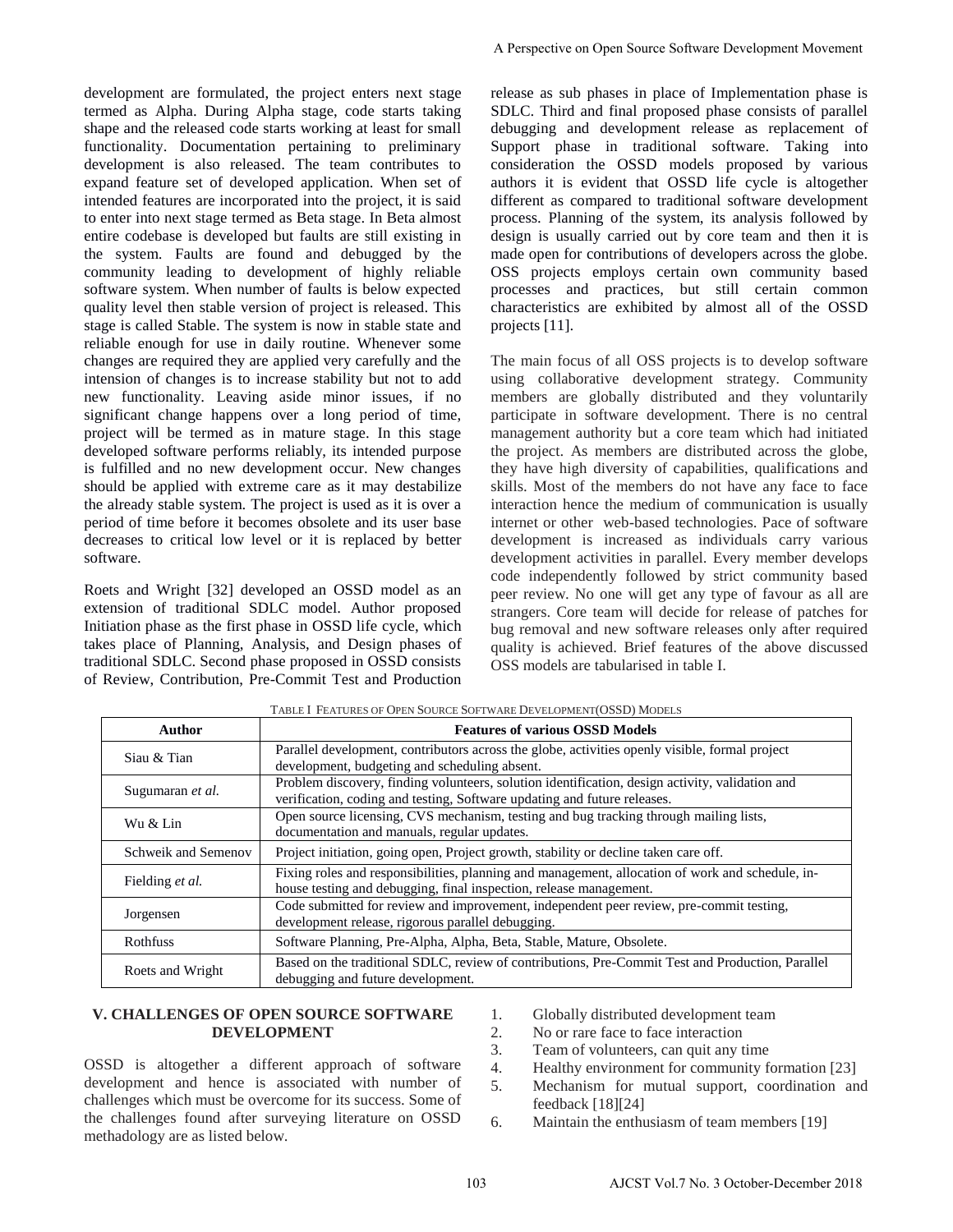development are formulated, the project enters next stage termed as Alpha. During Alpha stage, code starts taking shape and the released code starts working at least for small functionality. Documentation pertaining to preliminary development is also released. The team contributes to expand feature set of developed application. When set of intended features are incorporated into the project, it is said to enter into next stage termed as Beta stage. In Beta almost entire codebase is developed but faults are still existing in the system. Faults are found and debugged by the community leading to development of highly reliable software system. When number of faults is below expected quality level then stable version of project is released. This stage is called Stable. The system is now in stable state and reliable enough for use in daily routine. Whenever some changes are required they are applied very carefully and the intension of changes is to increase stability but not to add new functionality. Leaving aside minor issues, if no significant change happens over a long period of time, project will be termed as in mature stage. In this stage developed software performs reliably, its intended purpose is fulfilled and no new development occur. New changes should be applied with extreme care as it may destabilize the already stable system. The project is used as it is over a period of time before it becomes obsolete and its user base decreases to critical low level or it is replaced by better software.

Roets and Wright [32] developed an OSSD model as an extension of traditional SDLC model. Author proposed Initiation phase as the first phase in OSSD life cycle, which takes place of Planning, Analysis, and Design phases of traditional SDLC. Second phase proposed in OSSD consists of Review, Contribution, Pre-Commit Test and Production release as sub phases in place of Implementation phase is SDLC. Third and final proposed phase consists of parallel debugging and development release as replacement of Support phase in traditional software. Taking into consideration the OSSD models proposed by various authors it is evident that OSSD life cycle is altogether different as compared to traditional software development process. Planning of the system, its analysis followed by design is usually carried out by core team and then it is made open for contributions of developers across the globe. OSS projects employs certain own community based processes and practices, but still certain common characteristics are exhibited by almost all of the OSSD projects [11].

The main focus of all OSS projects is to develop software using collaborative development strategy. Community members are globally distributed and they voluntarily participate in software development. There is no central management authority but a core team which had initiated the project. As members are distributed across the globe, they have high diversity of capabilities, qualifications and skills. Most of the members do not have any face to face interaction hence the medium of communication is usually internet or other web-based technologies. Pace of software development is increased as individuals carry various development activities in parallel. Every member develops code independently followed by strict community based peer review. No one will get any type of favour as all are strangers. Core team will decide for release of patches for bug removal and new software releases only after required quality is achieved. Brief features of the above discussed OSS models are tabularised in table I.

TABLE I FEATURES OF OPEN SOURCE SOFTWARE DEVELOPMENT(OSSD) MODELS

| Author | Features of various OSSD Models |
|---|---|
| Siau & Tian | Parallel development, contributors across the globe, activities openly visible, formal project development, budgeting and scheduling absent. |
| Sugumaran *et al.* | Problem discovery, finding volunteers, solution identification, design activity, validation and verification, coding and testing, Software updating and future releases. |
| Wu & Lin | Open source licensing, CVS mechanism, testing and bug tracking through mailing lists, documentation and manuals, regular updates. |
| Schweik and Semenov | Project initiation, going open, Project growth, stability or decline taken care off. |
| Fielding *et al.* | Fixing roles and responsibilities, planning and management, allocation of work and schedule, in-house testing and debugging, final inspection, release management. |
| Jorgensen | Code submitted for review and improvement, independent peer review, pre-commit testing, development release, rigorous parallel debugging. |
| Rothfuss | Software Planning, Pre-Alpha, Alpha, Beta, Stable, Mature, Obsolete. |
| Roets and Wright | Based on the traditional SDLC, review of contributions, Pre-Commit Test and Production, Parallel debugging and future development. |

## V. CHALLENGES OF OPEN SOURCE SOFTWARE DEVELOPMENT

OSSD is altogether a different approach of software development and hence is associated with number of challenges which must be overcome for its success. Some of the challenges found after surveying literature on OSSD methadology are as listed below.

1. Globally distributed development team
2. No or rare face to face interaction
3. Team of volunteers, can quit any time
4. Healthy environment for community formation [23]
5. Mechanism for mutual support, coordination and feedback [18][24]
6. Maintain the enthusiasm of team members [19]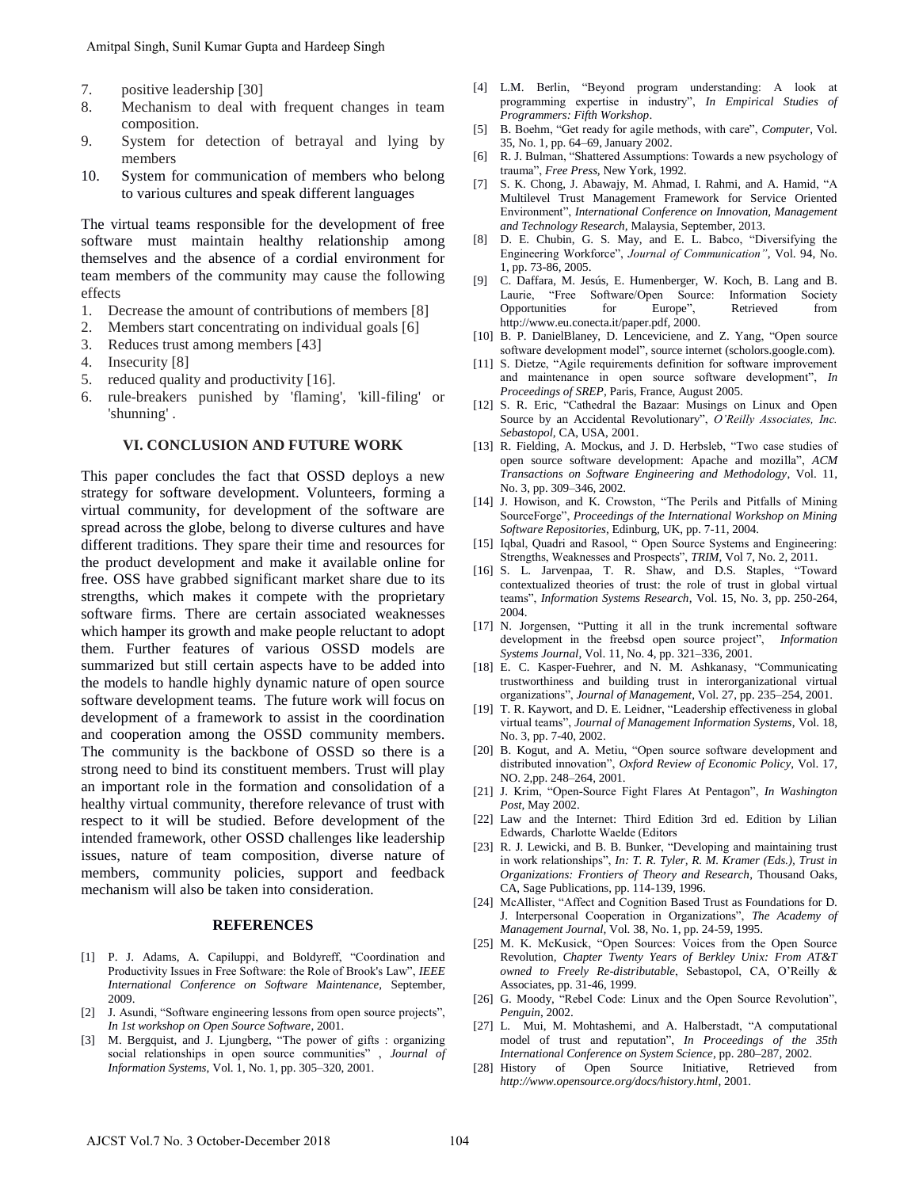7. positive leadership [30]
8. Mechanism to deal with frequent changes in team composition.
9. System for detection of betrayal and lying by members
10. System for communication of members who belong to various cultures and speak different languages

The virtual teams responsible for the development of free software must maintain healthy relationship among themselves and the absence of a cordial environment for team members of the community may cause the following effects

1. Decrease the amount of contributions of members [8]
2. Members start concentrating on individual goals [6]
3. Reduces trust among members [43]
4. Insecurity [8]
5. reduced quality and productivity [16].
6. rule-breakers punished by 'flaming', 'kill-filing' or 'shunning' .

## VI. CONCLUSION AND FUTURE WORK

This paper concludes the fact that OSSD deploys a new strategy for software development. Volunteers, forming a virtual community, for development of the software are spread across the globe, belong to diverse cultures and have different traditions. They spare their time and resources for the product development and make it available online for free. OSS have grabbed significant market share due to its strengths, which makes it compete with the proprietary software firms. There are certain associated weaknesses which hamper its growth and make people reluctant to adopt them. Further features of various OSSD models are summarized but still certain aspects have to be added into the models to handle highly dynamic nature of open source software development teams. The future work will focus on development of a framework to assist in the coordination and cooperation among the OSSD community members. The community is the backbone of OSSD so there is a strong need to bind its constituent members. Trust will play an important role in the formation and consolidation of a healthy virtual community, therefore relevance of trust with respect to it will be studied. Before development of the intended framework, other OSSD challenges like leadership issues, nature of team composition, diverse nature of members, community policies, support and feedback mechanism will also be taken into consideration.

## REFERENCES

[1] P. J. Adams, A. Capiluppi, and Boldyreff, "Coordination and Productivity Issues in Free Software: the Role of Brook's Law", *IEEE International Conference on Software Maintenance,* September, 2009.

[2] J. Asundi, "Software engineering lessons from open source projects", *In 1st workshop on Open Source Software*, 2001.

[3] M. Bergquist, and J. Ljungberg, "The power of gifts : organizing social relationships in open source communities" , *Journal of Information Systems,* Vol. 1, No. 1, pp. 305–320, 2001.

[4] L.M. Berlin, "Beyond program understanding: A look at programming expertise in industry", *In Empirical Studies of Programmers: Fifth Workshop*.

[5] B. Boehm, "Get ready for agile methods, with care", *Computer*, Vol. 35, No. 1, pp. 64–69, January 2002.

[6] R. J. Bulman, "Shattered Assumptions: Towards a new psychology of trauma", *Free Press,* New York, 1992.

[7] S. K. Chong, J. Abawajy, M. Ahmad, I. Rahmi, and A. Hamid, "A Multilevel Trust Management Framework for Service Oriented Environment", *International Conference on Innovation, Management and Technology Research,* Malaysia, September, 2013.

[8] D. E. Chubin, G. S. May, and E. L. Babco, "Diversifying the Engineering Workforce", *Journal of Communication",* Vol. 94, No. 1, pp. 73-86, 2005.

[9] C. Daffara, M. Jesús, E. Humenberger, W. Koch, B. Lang and B. Laurie, "Free Software/Open Source: Information Society Opportunities for Europe", Retrieved from http://www.eu.conecta.it/paper.pdf, 2000.

[10] B. P. DanielBlaney, D. Lenceviciene, and Z. Yang, "Open source software development model", source internet (scholors.google.com).

[11] S. Dietze, "Agile requirements definition for software improvement and maintenance in open source software development", *In Proceedings of SREP*, Paris, France, August 2005.

[12] S. R. Eric, "Cathedral the Bazaar: Musings on Linux and Open Source by an Accidental Revolutionary", *O'Reilly Associates, Inc. Sebastopol*, CA, USA, 2001.

[13] R. Fielding, A. Mockus, and J. D. Herbsleb, "Two case studies of open source software development: Apache and mozilla", *ACM Transactions on Software Engineering and Methodology*, Vol. 11, No. 3, pp. 309–346, 2002.

[14] J. Howison, and K. Crowston, "The Perils and Pitfalls of Mining SourceForge", *Proceedings of the International Workshop on Mining Software Repositories*, Edinburg, UK, pp. 7-11, 2004.

[15] Iqbal, Quadri and Rasool, " Open Source Systems and Engineering: Strengths, Weaknesses and Prospects", *TRIM,* Vol 7, No. 2, 2011.

[16] S. L. Jarvenpaa, T. R. Shaw, and D.S. Staples, "Toward contextualized theories of trust: the role of trust in global virtual teams", *Information Systems Research*, Vol. 15, No. 3, pp. 250-264, 2004.

[17] N. Jorgensen, "Putting it all in the trunk incremental software development in the freebsd open source project", *Information Systems Journal*, Vol. 11, No. 4, pp. 321–336, 2001.

[18] E. C. Kasper-Fuehrer, and N. M. Ashkanasy, "Communicating trustworthiness and building trust in interorganizational virtual organizations", *Journal of Management,* Vol. 27, pp. 235–254, 2001.

[19] T. R. Kaywort, and D. E. Leidner, "Leadership effectiveness in global virtual teams", *Journal of Management Information Systems,* Vol. 18, No. 3, pp. 7-40, 2002.

[20] B. Kogut, and A. Metiu, "Open source software development and distributed innovation", *Oxford Review of Economic Policy*, Vol. 17, NO. 2,pp. 248–264, 2001.

[21] J. Krim, "Open-Source Fight Flares At Pentagon", *In Washington Post,* May 2002.

[22] Law and the Internet: Third Edition 3rd ed. Edition by Lilian Edwards, Charlotte Waelde (Editors

[23] R. J. Lewicki, and B. B. Bunker, "Developing and maintaining trust in work relationships", *In: T. R. Tyler, R. M. Kramer (Eds.), Trust in Organizations: Frontiers of Theory and Research*, Thousand Oaks, CA, Sage Publications, pp. 114-139, 1996.

[24] McAllister, "Affect and Cognition Based Trust as Foundations for D. J. Interpersonal Cooperation in Organizations", *The Academy of Management Journal,* Vol. 38, No. 1, pp. 24-59, 1995.

[25] M. K. McKusick, "Open Sources: Voices from the Open Source Revolution, *Chapter Twenty Years of Berkley Unix: From AT&T owned to Freely Re-distributable*, Sebastopol, CA, O'Reilly & Associates, pp. 31-46, 1999.

[26] G. Moody, "Rebel Code: Linux and the Open Source Revolution", *Penguin*, 2002.

[27] L. Mui, M. Mohtashemi, and A. Halberstadt, "A computational model of trust and reputation", *In Proceedings of the 35th International Conference on System Science*, pp. 280–287, 2002.

[28] History of Open Source Initiative, Retrieved from *http://www.opensource.org/docs/history.html*, 2001.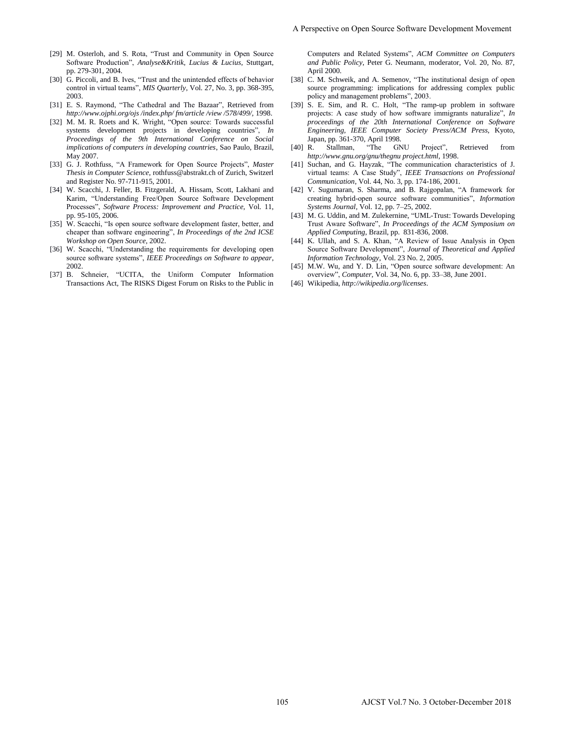[29] M. Osterloh, and S. Rota, "Trust and Community in Open Source Software Production", *Analyse&Kritik, Lucius & Lucius*, Stuttgart, pp. 279-301, 2004.

[30] G. Piccoli, and B. Ives, "Trust and the unintended effects of behavior control in virtual teams", *MIS Quarterly*, Vol. 27, No. 3, pp. 368-395, 2003.

[31] E. S. Raymond, "The Cathedral and The Bazaar", Retrieved from *http://www.ojphi.org/ojs /index.php/ fm/article /view /578/499/*, 1998.

[32] M. M. R. Roets and K. Wright, "Open source: Towards successful systems development projects in developing countries", *In Proceedings of the 9th International Conference on Social implications of computers in developing countries*, Sao Paulo, Brazil, May 2007.

[33] G. J. Rothfuss, "A Framework for Open Source Projects", *Master Thesis in Computer Science*, rothfuss@abstrakt.ch of Zurich, Switzerl and Register No. 97-711-915, 2001.

[34] W. Scacchi, J. Feller, B. Fitzgerald, A. Hissam, Scott, Lakhani and Karim, "Understanding Free/Open Source Software Development Processes", *Software Process: Improvement and Practice*, Vol. 11, pp. 95-105, 2006.

[35] W. Scacchi, "Is open source software development faster, better, and cheaper than software engineering", *In Proceedings of the 2nd ICSE Workshop on Open Source*, 2002.

[36] W. Scacchi, "Understanding the requirements for developing open source software systems", *IEEE Proceedings on Software to appear*, 2002.

[37] B. Schneier, "UCITA, the Uniform Computer Information Transactions Act, The RISKS Digest Forum on Risks to the Public in Computers and Related Systems", *ACM Committee on Computers and Public Policy*, Peter G. Neumann, moderator, Vol. 20, No. 87, April 2000.

[38] C. M. Schweik, and A. Semenov, "The institutional design of open source programming: implications for addressing complex public policy and management problems", 2003.

[39] S. E. Sim, and R. C. Holt, "The ramp-up problem in software projects: A case study of how software immigrants naturalize", *In proceedings of the 20th International Conference on Software Engineering, IEEE Computer Society Press/ACM Press*, Kyoto, Japan, pp. 361-370, April 1998.

[40] R. Stallman, "The GNU Project", Retrieved from *http://www.gnu.org/gnu/thegnu project.html*, 1998.

[41] Suchan, and G. Hayzak, "The communication characteristics of J. virtual teams: A Case Study", *IEEE Transactions on Professional Communication*, Vol. 44, No. 3, pp. 174-186, 2001.

[42] V. Sugumaran, S. Sharma, and B. Rajgopalan, "A framework for creating hybrid-open source software communities", *Information Systems Journal*, Vol. 12, pp. 7–25, 2002.

[43] M. G. Uddin, and M. Zulekernine, "UML-Trust: Towards Developing Trust Aware Software", *In Proceedings of the ACM Symposium on Applied Computing*, Brazil, pp. 831-836, 2008.

[44] K. Ullah, and S. A. Khan, "A Review of Issue Analysis in Open Source Software Development", *Journal of Theoretical and Applied Information Technology*, Vol. 23 No. 2, 2005.

[45] M.W. Wu, and Y. D. Lin, "Open source software development: An overview", *Computer*, Vol. 34, No. 6, pp. 33–38, June 2001.

[46] Wikipedia, *http://wikipedia.org/licenses*.